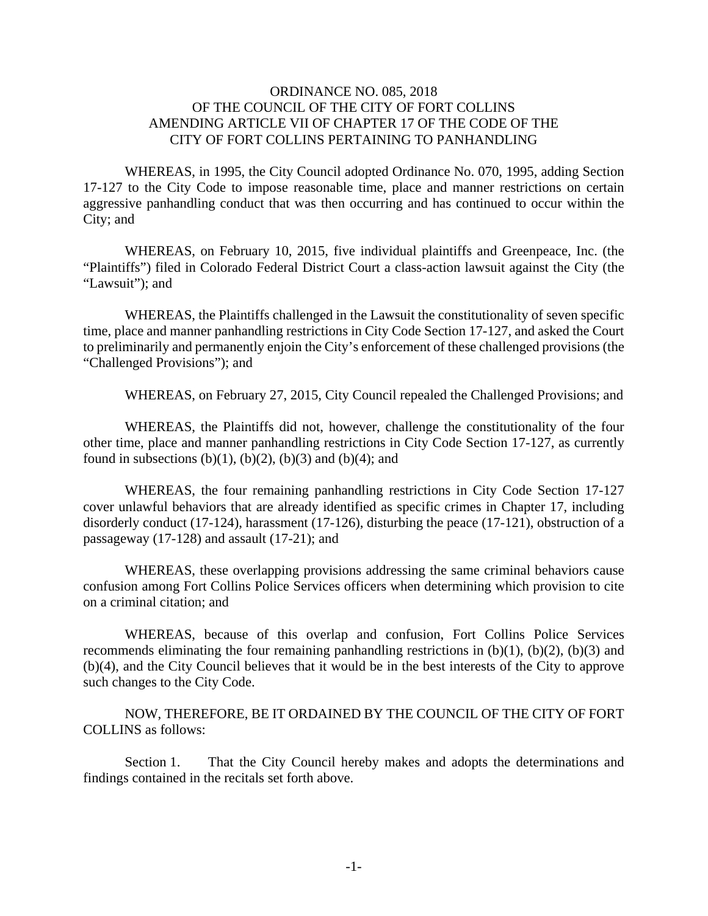# ORDINANCE NO. 085, 2018
## OF THE COUNCIL OF THE CITY OF FORT COLLINS
## AMENDING ARTICLE VII OF CHAPTER 17 OF THE CODE OF THE CITY OF FORT COLLINS PERTAINING TO PANHANDLING

WHEREAS, in 1995, the City Council adopted Ordinance No. 070, 1995, adding Section 17-127 to the City Code to impose reasonable time, place and manner restrictions on certain aggressive panhandling conduct that was then occurring and has continued to occur within the City; and

WHEREAS, on February 10, 2015, five individual plaintiffs and Greenpeace, Inc. (the "Plaintiffs") filed in Colorado Federal District Court a class-action lawsuit against the City (the "Lawsuit"); and

WHEREAS, the Plaintiffs challenged in the Lawsuit the constitutionality of seven specific time, place and manner panhandling restrictions in City Code Section 17-127, and asked the Court to preliminarily and permanently enjoin the City's enforcement of these challenged provisions (the "Challenged Provisions"); and

WHEREAS, on February 27, 2015, City Council repealed the Challenged Provisions; and

WHEREAS, the Plaintiffs did not, however, challenge the constitutionality of the four other time, place and manner panhandling restrictions in City Code Section 17-127, as currently found in subsections (b)(1), (b)(2), (b)(3) and (b)(4); and

WHEREAS, the four remaining panhandling restrictions in City Code Section 17-127 cover unlawful behaviors that are already identified as specific crimes in Chapter 17, including disorderly conduct (17-124), harassment (17-126), disturbing the peace (17-121), obstruction of a passageway (17-128) and assault (17-21); and

WHEREAS, these overlapping provisions addressing the same criminal behaviors cause confusion among Fort Collins Police Services officers when determining which provision to cite on a criminal citation; and

WHEREAS, because of this overlap and confusion, Fort Collins Police Services recommends eliminating the four remaining panhandling restrictions in (b)(1), (b)(2), (b)(3) and (b)(4), and the City Council believes that it would be in the best interests of the City to approve such changes to the City Code.

NOW, THEREFORE, BE IT ORDAINED BY THE COUNCIL OF THE CITY OF FORT COLLINS as follows:

Section 1. That the City Council hereby makes and adopts the determinations and findings contained in the recitals set forth above.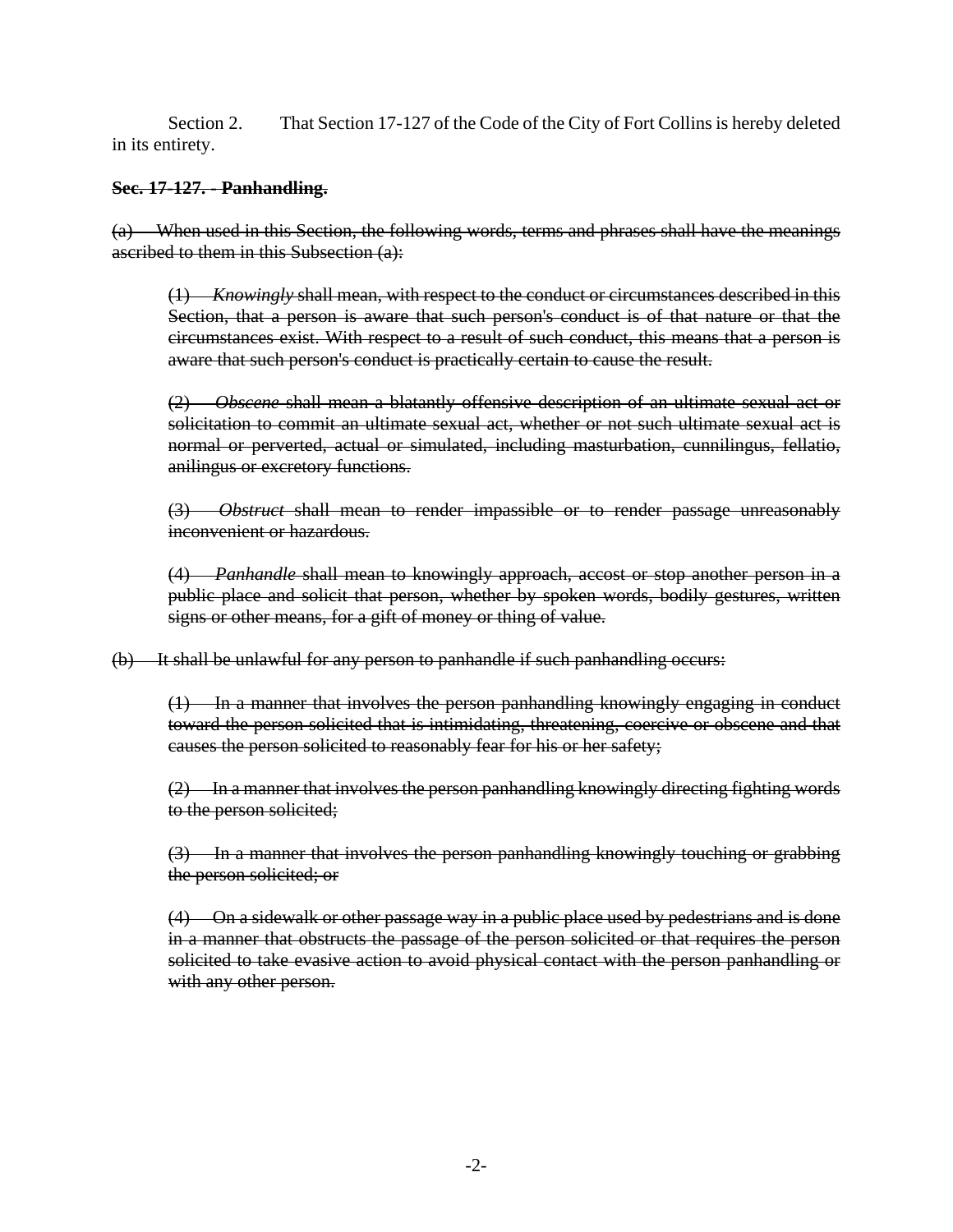Section 2. That Section 17-127 of the Code of the City of Fort Collins is hereby deleted in its entirety.

~~**Sec. 17-127. - Panhandling.**~~

~~(a) When used in this Section, the following words, terms and phrases shall have the meanings ascribed to them in this Subsection (a):~~

> ~~(1) *Knowingly* shall mean, with respect to the conduct or circumstances described in this Section, that a person is aware that such person's conduct is of that nature or that the circumstances exist. With respect to a result of such conduct, this means that a person is aware that such person's conduct is practically certain to cause the result.~~
>
> ~~(2) *Obscene* shall mean a blatantly offensive description of an ultimate sexual act or solicitation to commit an ultimate sexual act, whether or not such ultimate sexual act is normal or perverted, actual or simulated, including masturbation, cunnilingus, fellatio, anilingus or excretory functions.~~
>
> ~~(3) *Obstruct* shall mean to render impassible or to render passage unreasonably inconvenient or hazardous.~~
>
> ~~(4) *Panhandle* shall mean to knowingly approach, accost or stop another person in a public place and solicit that person, whether by spoken words, bodily gestures, written signs or other means, for a gift of money or thing of value.~~

~~(b) It shall be unlawful for any person to panhandle if such panhandling occurs:~~

> ~~(1) In a manner that involves the person panhandling knowingly engaging in conduct toward the person solicited that is intimidating, threatening, coercive or obscene and that causes the person solicited to reasonably fear for his or her safety;~~
>
> ~~(2) In a manner that involves the person panhandling knowingly directing fighting words to the person solicited;~~
>
> ~~(3) In a manner that involves the person panhandling knowingly touching or grabbing the person solicited; or~~
>
> ~~(4) On a sidewalk or other passage way in a public place used by pedestrians and is done in a manner that obstructs the passage of the person solicited or that requires the person solicited to take evasive action to avoid physical contact with the person panhandling or with any other person.~~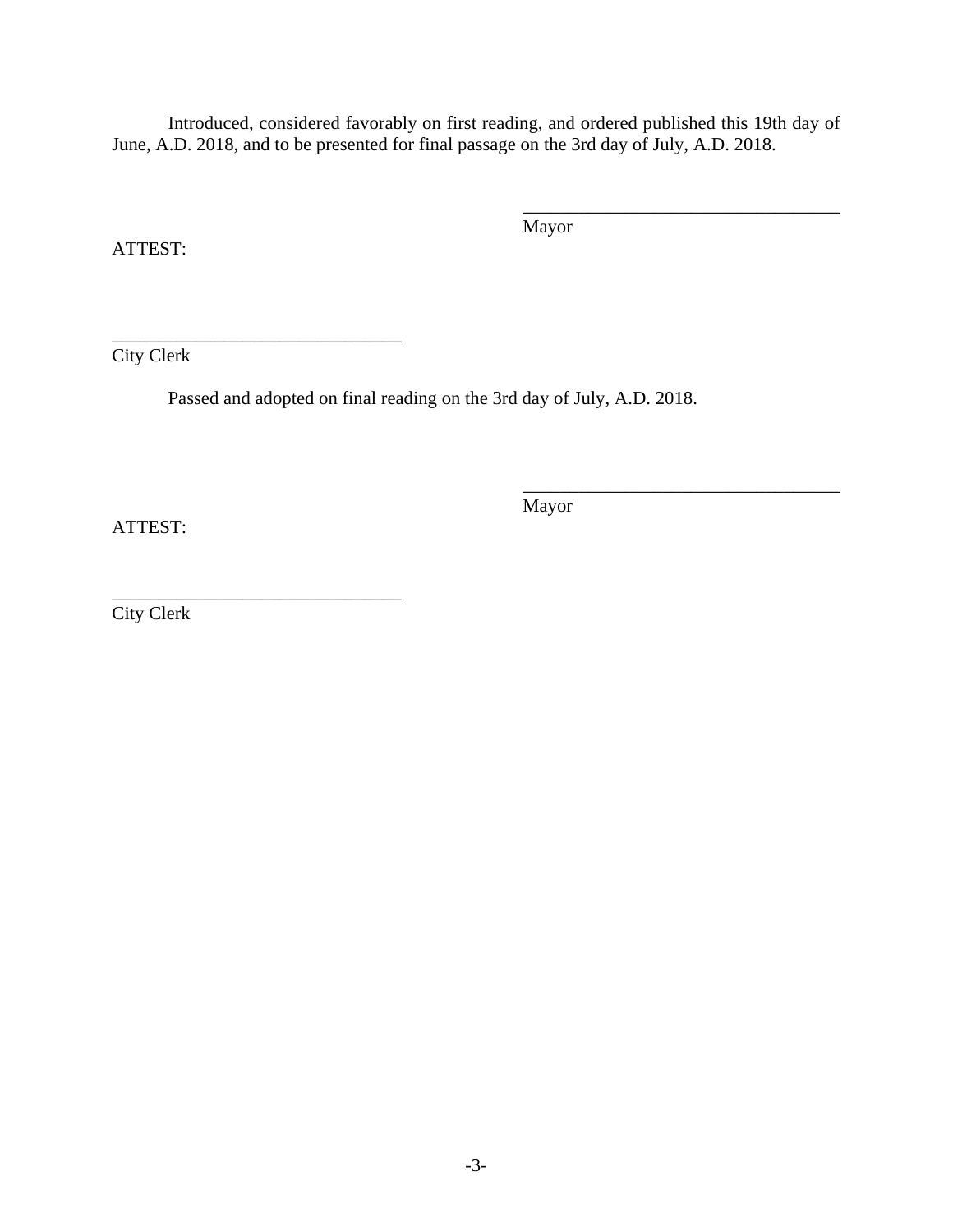Introduced, considered favorably on first reading, and ordered published this 19th day of June, A.D. 2018, and to be presented for final passage on the 3rd day of July, A.D. 2018.

\_\_\_\_\_\_\_\_\_\_\_\_\_\_\_\_\_\_\_\_\_\_\_\_\_\_\_\_\_\_\_\_\_\_\_
Mayor

ATTEST:

\_\_\_\_\_\_\_\_\_\_\_\_\_\_\_\_\_\_\_\_\_\_\_\_\_\_\_\_\_\_\_\_
City Clerk

Passed and adopted on final reading on the 3rd day of July, A.D. 2018.

\_\_\_\_\_\_\_\_\_\_\_\_\_\_\_\_\_\_\_\_\_\_\_\_\_\_\_\_\_\_\_\_\_\_\_
Mayor

ATTEST:

\_\_\_\_\_\_\_\_\_\_\_\_\_\_\_\_\_\_\_\_\_\_\_\_\_\_\_\_\_\_\_\_
City Clerk